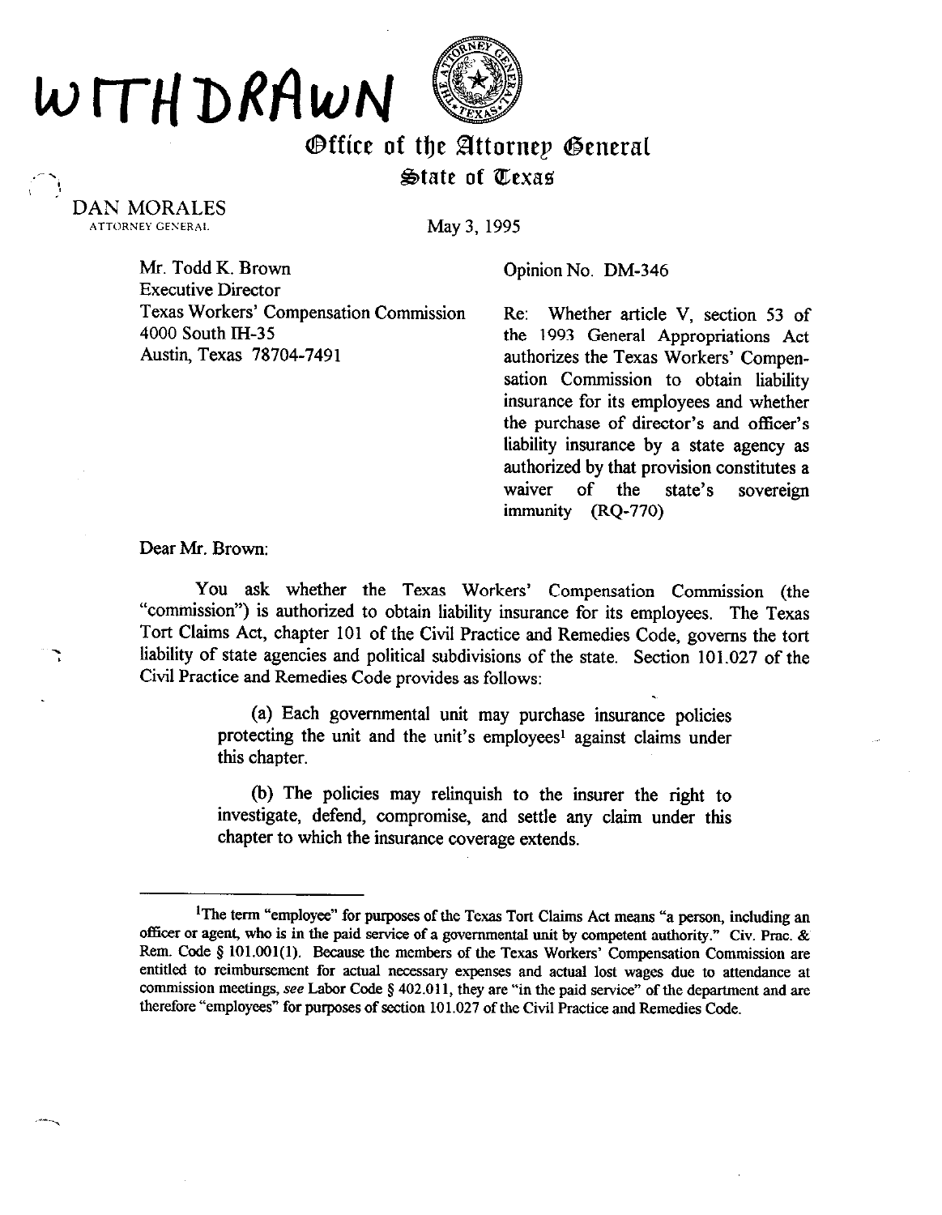WITHDRAWN

Office of the Attorney General
State of Texas

DAN MORALES
ATTORNEY GENERAL

May 3, 1995

Mr. Todd K. Brown
Executive Director
Texas Workers' Compensation Commission
4000 South IH-35
Austin, Texas 78704-7491

Opinion No. DM-346

Re: Whether article V, section 53 of the 1993 General Appropriations Act authorizes the Texas Workers' Compensation Commission to obtain liability insurance for its employees and whether the purchase of director's and officer's liability insurance by a state agency as authorized by that provision constitutes a waiver of the state's sovereign immunity (RQ-770)

Dear Mr. Brown:

You ask whether the Texas Workers' Compensation Commission (the "commission") is authorized to obtain liability insurance for its employees. The Texas Tort Claims Act, chapter 101 of the Civil Practice and Remedies Code, governs the tort liability of state agencies and political subdivisions of the state. Section 101.027 of the Civil Practice and Remedies Code provides as follows:

> (a) Each governmental unit may purchase insurance policies protecting the unit and the unit's employees[1] against claims under this chapter.
>
> (b) The policies may relinquish to the insurer the right to investigate, defend, compromise, and settle any claim under this chapter to which the insurance coverage extends.

---

[1]The term "employee" for purposes of the Texas Tort Claims Act means "a person, including an officer or agent, who is in the paid service of a governmental unit by competent authority." Civ. Prac. & Rem. Code § 101.001(1). Because the members of the Texas Workers' Compensation Commission are entitled to reimbursement for actual necessary expenses and actual lost wages due to attendance at commission meetings, *see* Labor Code § 402.011, they are "in the paid service" of the department and are therefore "employees" for purposes of section 101.027 of the Civil Practice and Remedies Code.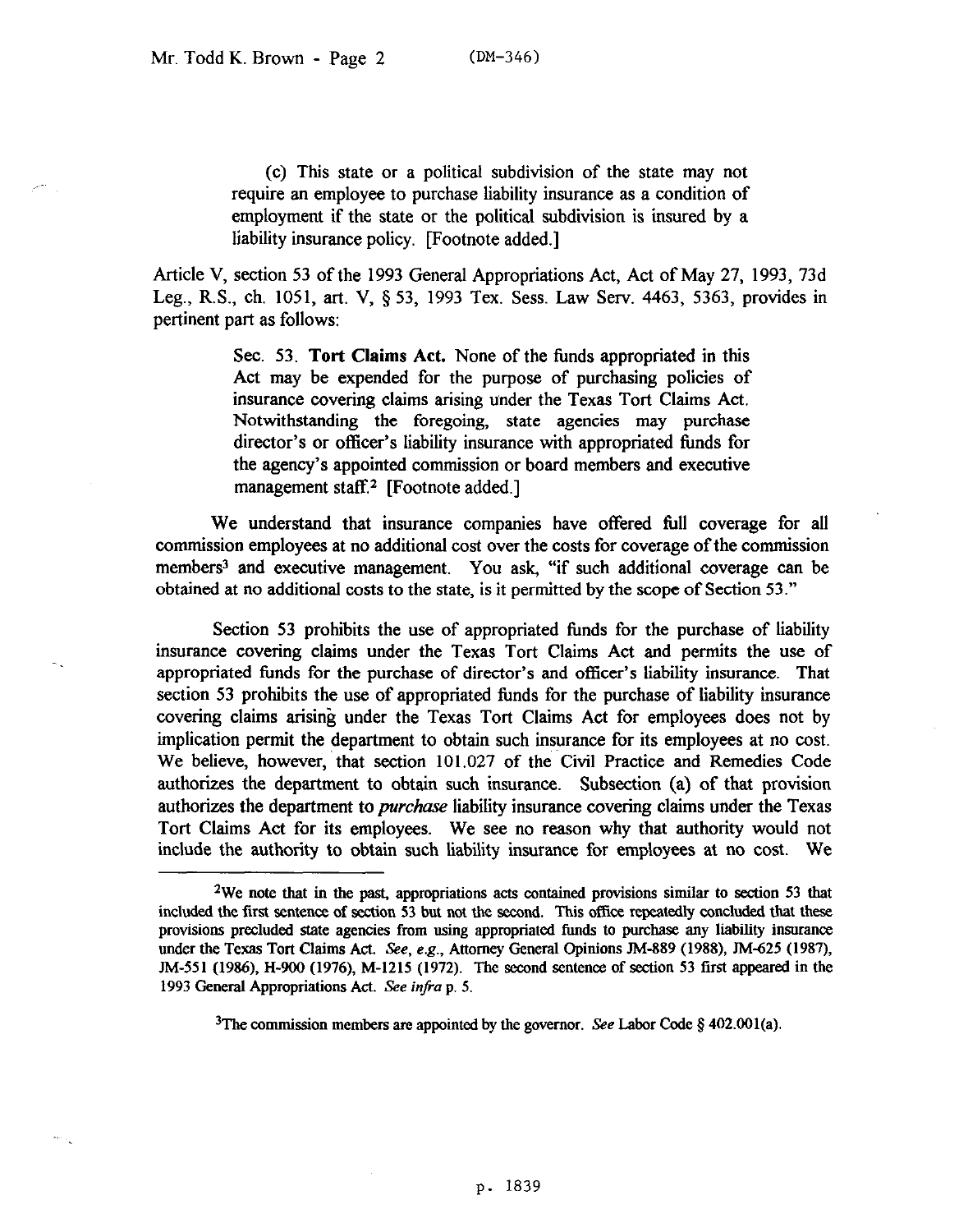(c) This state or a political subdivision of the state may not require an employee to purchase liability insurance as a condition of employment if the state or the political subdivision is insured by a liability insurance policy. [Footnote added.]

Article V, section 53 of the 1993 General Appropriations Act, Act of May 27, 1993, 73d Leg., R.S., ch. 1051, art. V, § 53, 1993 Tex. Sess. Law Serv. 4463, 5363, provides in pertinent part as follows:

> Sec. 53. **Tort Claims Act.** None of the funds appropriated in this Act may be expended for the purpose of purchasing policies of insurance covering claims arising under the Texas Tort Claims Act. Notwithstanding the foregoing, state agencies may purchase director's or officer's liability insurance with appropriated funds for the agency's appointed commission or board members and executive management staff.[2] [Footnote added.]

We understand that insurance companies have offered full coverage for all commission employees at no additional cost over the costs for coverage of the commission members[3] and executive management. You ask, "if such additional coverage can be obtained at no additional costs to the state, is it permitted by the scope of Section 53."

Section 53 prohibits the use of appropriated funds for the purchase of liability insurance covering claims under the Texas Tort Claims Act and permits the use of appropriated funds for the purchase of director's and officer's liability insurance. That section 53 prohibits the use of appropriated funds for the purchase of liability insurance covering claims arising under the Texas Tort Claims Act for employees does not by implication permit the department to obtain such insurance for its employees at no cost. We believe, however, that section 101.027 of the Civil Practice and Remedies Code authorizes the department to obtain such insurance. Subsection (a) of that provision authorizes the department to *purchase* liability insurance covering claims under the Texas Tort Claims Act for its employees. We see no reason why that authority would not include the authority to obtain such liability insurance for employees at no cost. We

---

[2]We note that in the past, appropriations acts contained provisions similar to section 53 that included the first sentence of section 53 but not the second. This office repeatedly concluded that these provisions precluded state agencies from using appropriated funds to purchase any liability insurance under the Texas Tort Claims Act. *See, e.g.*, Attorney General Opinions JM-889 (1988), JM-625 (1987), JM-551 (1986), H-900 (1976), M-1215 (1972). The second sentence of section 53 first appeared in the 1993 General Appropriations Act. *See infra* p. 5.

[3]The commission members are appointed by the governor. *See* Labor Code § 402.001(a).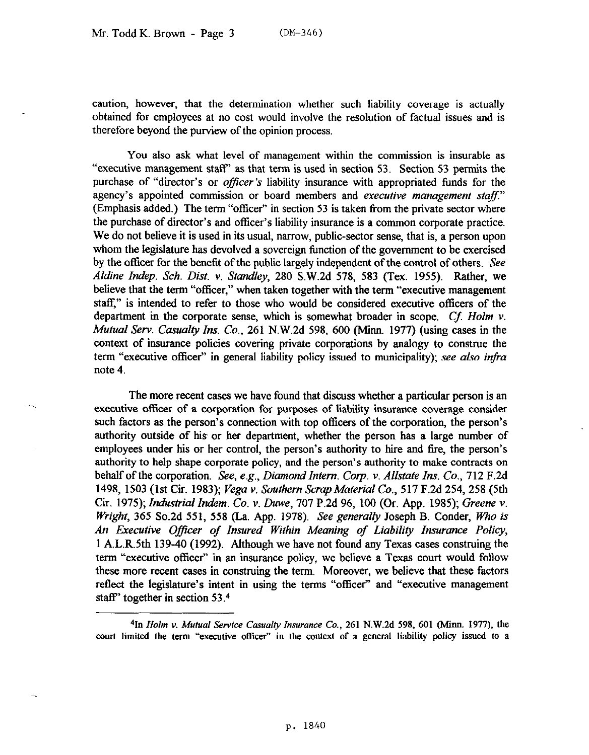caution, however, that the determination whether such liability coverage is actually obtained for employees at no cost would involve the resolution of factual issues and is therefore beyond the purview of the opinion process.

You also ask what level of management within the commission is insurable as "executive management staff" as that term is used in section 53. Section 53 permits the purchase of "director's or *officer's* liability insurance with appropriated funds for the agency's appointed commission or board members and *executive management staff*." (Emphasis added.) The term "officer" in section 53 is taken from the private sector where the purchase of director's and officer's liability insurance is a common corporate practice. We do not believe it is used in its usual, narrow, public-sector sense, that is, a person upon whom the legislature has devolved a sovereign function of the government to be exercised by the officer for the benefit of the public largely independent of the control of others. *See Aldine Indep. Sch. Dist. v. Standley*, 280 S.W.2d 578, 583 (Tex. 1955). Rather, we believe that the term "officer," when taken together with the term "executive management staff," is intended to refer to those who would be considered executive officers of the department in the corporate sense, which is somewhat broader in scope. *Cf. Holm v. Mutual Serv. Casualty Ins. Co.*, 261 N.W.2d 598, 600 (Minn. 1977) (using cases in the context of insurance policies covering private corporations by analogy to construe the term "executive officer" in general liability policy issued to municipality); *see also infra* note 4.

The more recent cases we have found that discuss whether a particular person is an executive officer of a corporation for purposes of liability insurance coverage consider such factors as the person's connection with top officers of the corporation, the person's authority outside of his or her department, whether the person has a large number of employees under his or her control, the person's authority to hire and fire, the person's authority to help shape corporate policy, and the person's authority to make contracts on behalf of the corporation. *See, e.g., Diamond Intern. Corp. v. Allstate Ins. Co.*, 712 F.2d 1498, 1503 (1st Cir. 1983); *Vega v. Southern Scrap Material Co.*, 517 F.2d 254, 258 (5th Cir. 1975); *Industrial Indem. Co. v. Duwe*, 707 P.2d 96, 100 (Or. App. 1985); *Greene v. Wright*, 365 So.2d 551, 558 (La. App. 1978). *See generally* Joseph B. Conder, *Who is An Executive Officer of Insured Within Meaning of Liability Insurance Policy*, 1 A.L.R.5th 139-40 (1992). Although we have not found any Texas cases construing the term "executive officer" in an insurance policy, we believe a Texas court would follow these more recent cases in construing the term. Moreover, we believe that these factors reflect the legislature's intent in using the terms "officer" and "executive management staff" together in section 53.[4]

---

[4]In *Holm v. Mutual Service Casualty Insurance Co.*, 261 N.W.2d 598, 601 (Minn. 1977), the court limited the term "executive officer" in the context of a general liability policy issued to a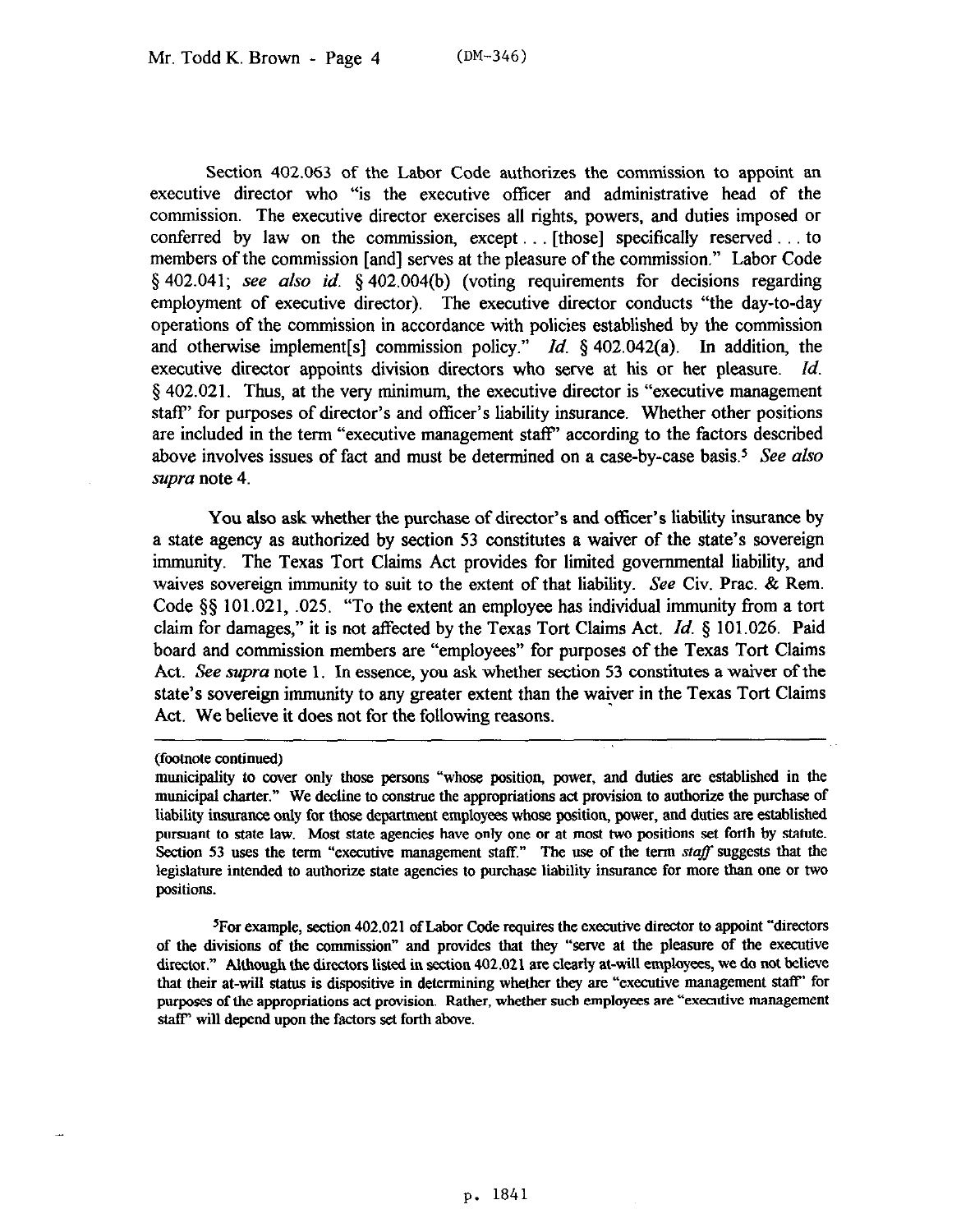Section 402.063 of the Labor Code authorizes the commission to appoint an executive director who "is the executive officer and administrative head of the commission. The executive director exercises all rights, powers, and duties imposed or conferred by law on the commission, except . . . [those] specifically reserved . . . to members of the commission [and] serves at the pleasure of the commission." Labor Code § 402.041; *see also id.* § 402.004(b) (voting requirements for decisions regarding employment of executive director). The executive director conducts "the day-to-day operations of the commission in accordance with policies established by the commission and otherwise implement[s] commission policy." *Id.* § 402.042(a). In addition, the executive director appoints division directors who serve at his or her pleasure. *Id.* § 402.021. Thus, at the very minimum, the executive director is "executive management staff" for purposes of director's and officer's liability insurance. Whether other positions are included in the term "executive management staff" according to the factors described above involves issues of fact and must be determined on a case-by-case basis.[5] *See also supra* note 4.

You also ask whether the purchase of director's and officer's liability insurance by a state agency as authorized by section 53 constitutes a waiver of the state's sovereign immunity. The Texas Tort Claims Act provides for limited governmental liability, and waives sovereign immunity to suit to the extent of that liability. *See* Civ. Prac. & Rem. Code §§ 101.021, .025. "To the extent an employee has individual immunity from a tort claim for damages," it is not affected by the Texas Tort Claims Act. *Id.* § 101.026. Paid board and commission members are "employees" for purposes of the Texas Tort Claims Act. *See supra* note 1. In essence, you ask whether section 53 constitutes a waiver of the state's sovereign immunity to any greater extent than the waiver in the Texas Tort Claims Act. We believe it does not for the following reasons.

---

(footnote continued)

municipality to cover only those persons "whose position, power, and duties are established in the municipal charter." We decline to construe the appropriations act provision to authorize the purchase of liability insurance only for those department employees whose position, power, and duties are established pursuant to state law. Most state agencies have only one or at most two positions set forth by statute. Section 53 uses the term "executive management staff." The use of the term *staff* suggests that the legislature intended to authorize state agencies to purchase liability insurance for more than one or two positions.

[5]For example, section 402.021 of Labor Code requires the executive director to appoint "directors of the divisions of the commission" and provides that they "serve at the pleasure of the executive director." Although the directors listed in section 402.021 are clearly at-will employees, we do not believe that their at-will status is dispositive in determining whether they are "executive management staff" for purposes of the appropriations act provision. Rather, whether such employees are "executive management staff" will depend upon the factors set forth above.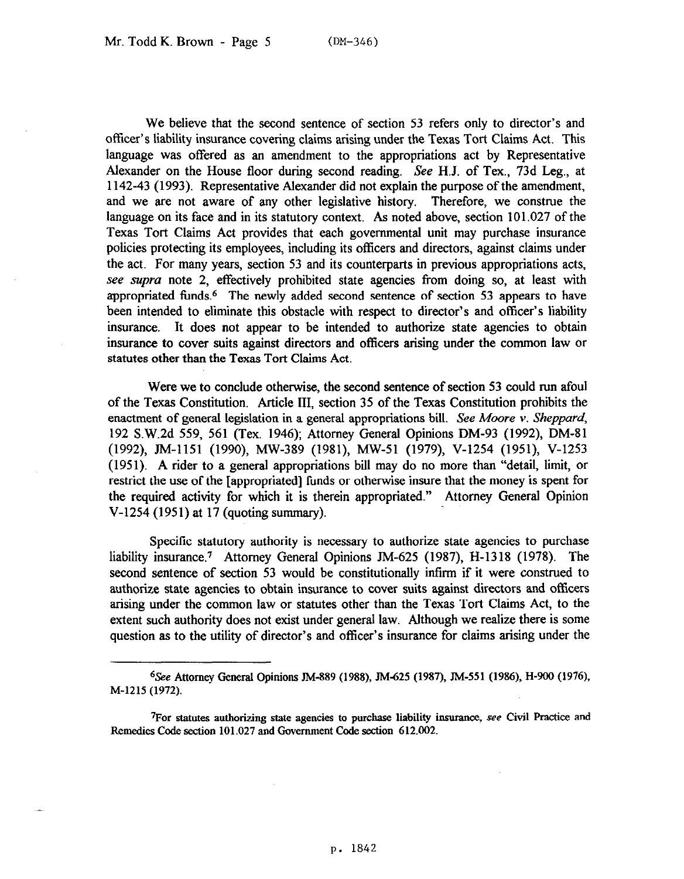We believe that the second sentence of section 53 refers only to director's and officer's liability insurance covering claims arising under the Texas Tort Claims Act. This language was offered as an amendment to the appropriations act by Representative Alexander on the House floor during second reading. *See* H.J. of Tex., 73d Leg., at 1142-43 (1993). Representative Alexander did not explain the purpose of the amendment, and we are not aware of any other legislative history. Therefore, we construe the language on its face and in its statutory context. As noted above, section 101.027 of the Texas Tort Claims Act provides that each governmental unit may purchase insurance policies protecting its employees, including its officers and directors, against claims under the act. For many years, section 53 and its counterparts in previous appropriations acts, *see supra* note 2, effectively prohibited state agencies from doing so, at least with appropriated funds.[6] The newly added second sentence of section 53 appears to have been intended to eliminate this obstacle with respect to director's and officer's liability insurance. It does not appear to be intended to authorize state agencies to obtain insurance to cover suits against directors and officers arising under the common law or statutes other than the Texas Tort Claims Act.

Were we to conclude otherwise, the second sentence of section 53 could run afoul of the Texas Constitution. Article III, section 35 of the Texas Constitution prohibits the enactment of general legislation in a general appropriations bill. *See Moore v. Sheppard*, 192 S.W.2d 559, 561 (Tex. 1946); Attorney General Opinions DM-93 (1992), DM-81 (1992), JM-1151 (1990), MW-389 (1981), MW-51 (1979), V-1254 (1951), V-1253 (1951). A rider to a general appropriations bill may do no more than "detail, limit, or restrict the use of the [appropriated] funds or otherwise insure that the money is spent for the required activity for which it is therein appropriated." Attorney General Opinion V-1254 (1951) at 17 (quoting summary).

Specific statutory authority is necessary to authorize state agencies to purchase liability insurance.[7] Attorney General Opinions JM-625 (1987), H-1318 (1978). The second sentence of section 53 would be constitutionally infirm if it were construed to authorize state agencies to obtain insurance to cover suits against directors and officers arising under the common law or statutes other than the Texas Tort Claims Act, to the extent such authority does not exist under general law. Although we realize there is some question as to the utility of director's and officer's insurance for claims arising under the

---

[6] *See* Attorney General Opinions JM-889 (1988), JM-625 (1987), JM-551 (1986), H-900 (1976), M-1215 (1972).

[7] For statutes authorizing state agencies to purchase liability insurance, *see* Civil Practice and Remedies Code section 101.027 and Government Code section 612.002.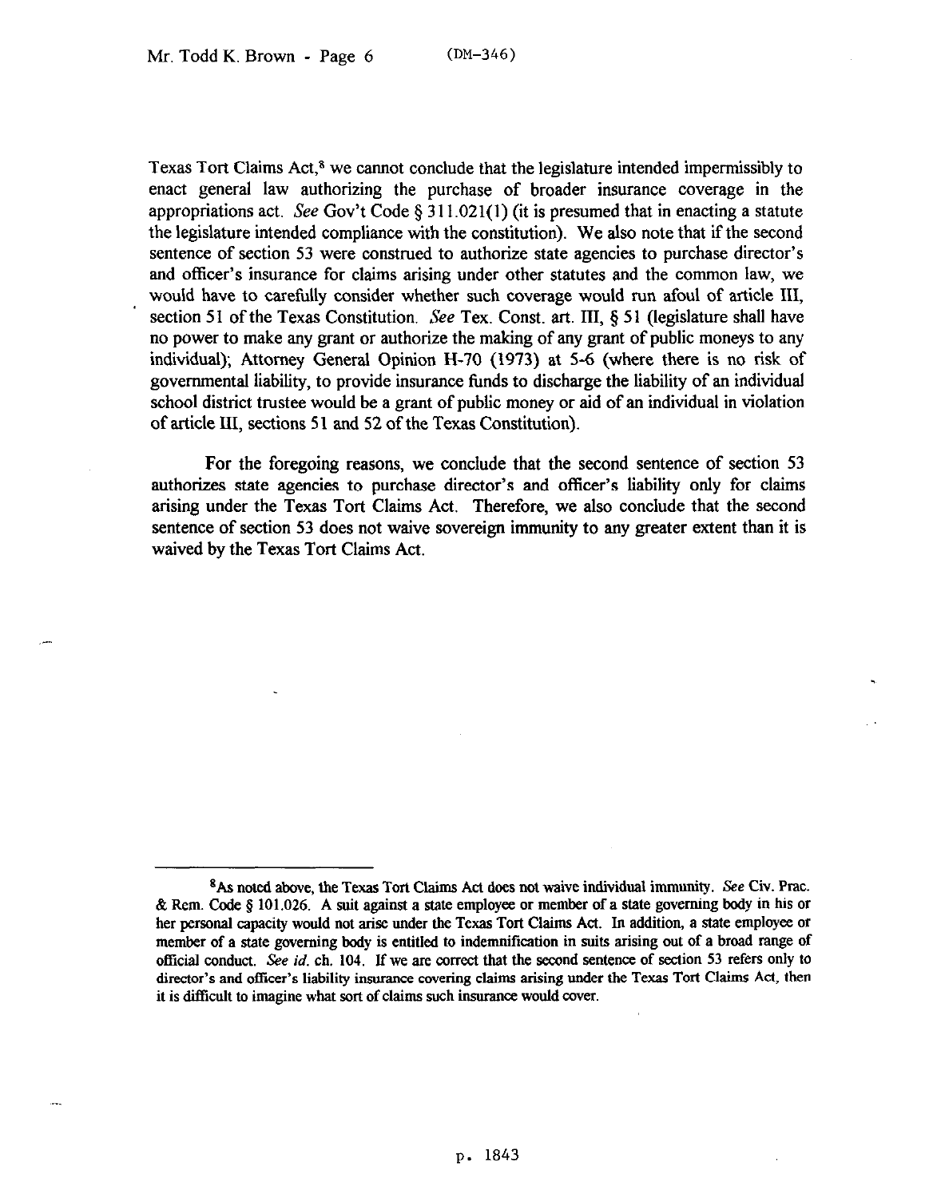Texas Tort Claims Act,[8] we cannot conclude that the legislature intended impermissibly to enact general law authorizing the purchase of broader insurance coverage in the appropriations act. *See* Gov't Code § 311.021(1) (it is presumed that in enacting a statute the legislature intended compliance with the constitution). We also note that if the second sentence of section 53 were construed to authorize state agencies to purchase director's and officer's insurance for claims arising under other statutes and the common law, we would have to carefully consider whether such coverage would run afoul of article III, section 51 of the Texas Constitution. *See* Tex. Const. art. III, § 51 (legislature shall have no power to make any grant or authorize the making of any grant of public moneys to any individual); Attorney General Opinion H-70 (1973) at 5-6 (where there is no risk of governmental liability, to provide insurance funds to discharge the liability of an individual school district trustee would be a grant of public money or aid of an individual in violation of article III, sections 51 and 52 of the Texas Constitution).

For the foregoing reasons, we conclude that the second sentence of section 53 authorizes state agencies to purchase director's and officer's liability only for claims arising under the Texas Tort Claims Act. Therefore, we also conclude that the second sentence of section 53 does not waive sovereign immunity to any greater extent than it is waived by the Texas Tort Claims Act.

---

[8] As noted above, the Texas Tort Claims Act does not waive individual immunity. *See* Civ. Prac. & Rem. Code § 101.026. A suit against a state employee or member of a state governing body in his or her personal capacity would not arise under the Texas Tort Claims Act. In addition, a state employee or member of a state governing body is entitled to indemnification in suits arising out of a broad range of official conduct. *See id.* ch. 104. If we are correct that the second sentence of section 53 refers only to director's and officer's liability insurance covering claims arising under the Texas Tort Claims Act, then it is difficult to imagine what sort of claims such insurance would cover.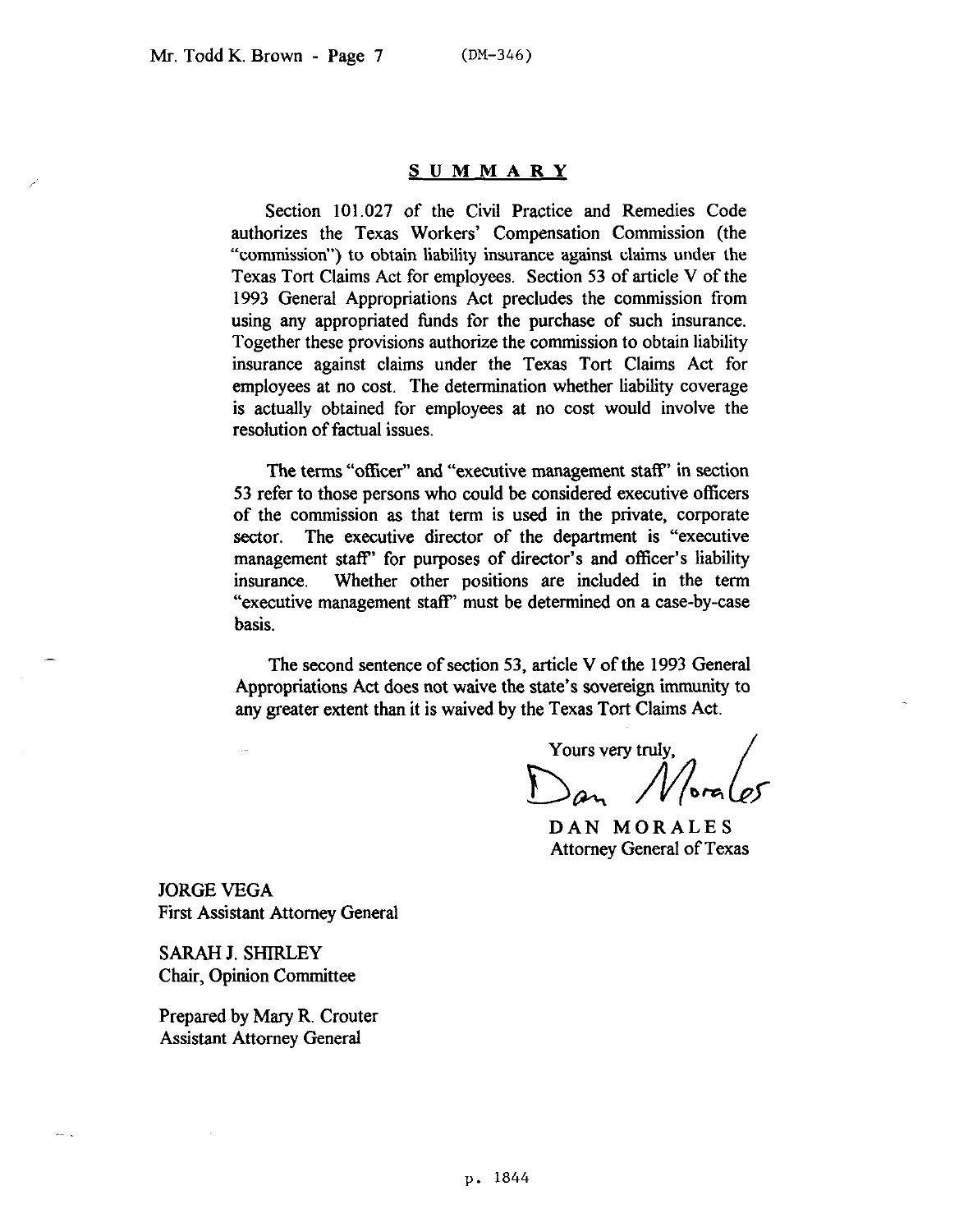## SUMMARY

Section 101.027 of the Civil Practice and Remedies Code authorizes the Texas Workers' Compensation Commission (the "commission") to obtain liability insurance against claims under the Texas Tort Claims Act for employees. Section 53 of article V of the 1993 General Appropriations Act precludes the commission from using any appropriated funds for the purchase of such insurance. Together these provisions authorize the commission to obtain liability insurance against claims under the Texas Tort Claims Act for employees at no cost. The determination whether liability coverage is actually obtained for employees at no cost would involve the resolution of factual issues.

The terms "officer" and "executive management staff" in section 53 refer to those persons who could be considered executive officers of the commission as that term is used in the private, corporate sector. The executive director of the department is "executive management staff" for purposes of director's and officer's liability insurance. Whether other positions are included in the term "executive management staff" must be determined on a case-by-case basis.

The second sentence of section 53, article V of the 1993 General Appropriations Act does not waive the state's sovereign immunity to any greater extent than it is waived by the Texas Tort Claims Act.

Yours very truly,

Dan Morales

DAN MORALES
Attorney General of Texas

JORGE VEGA
First Assistant Attorney General

SARAH J. SHIRLEY
Chair, Opinion Committee

Prepared by Mary R. Crouter
Assistant Attorney General